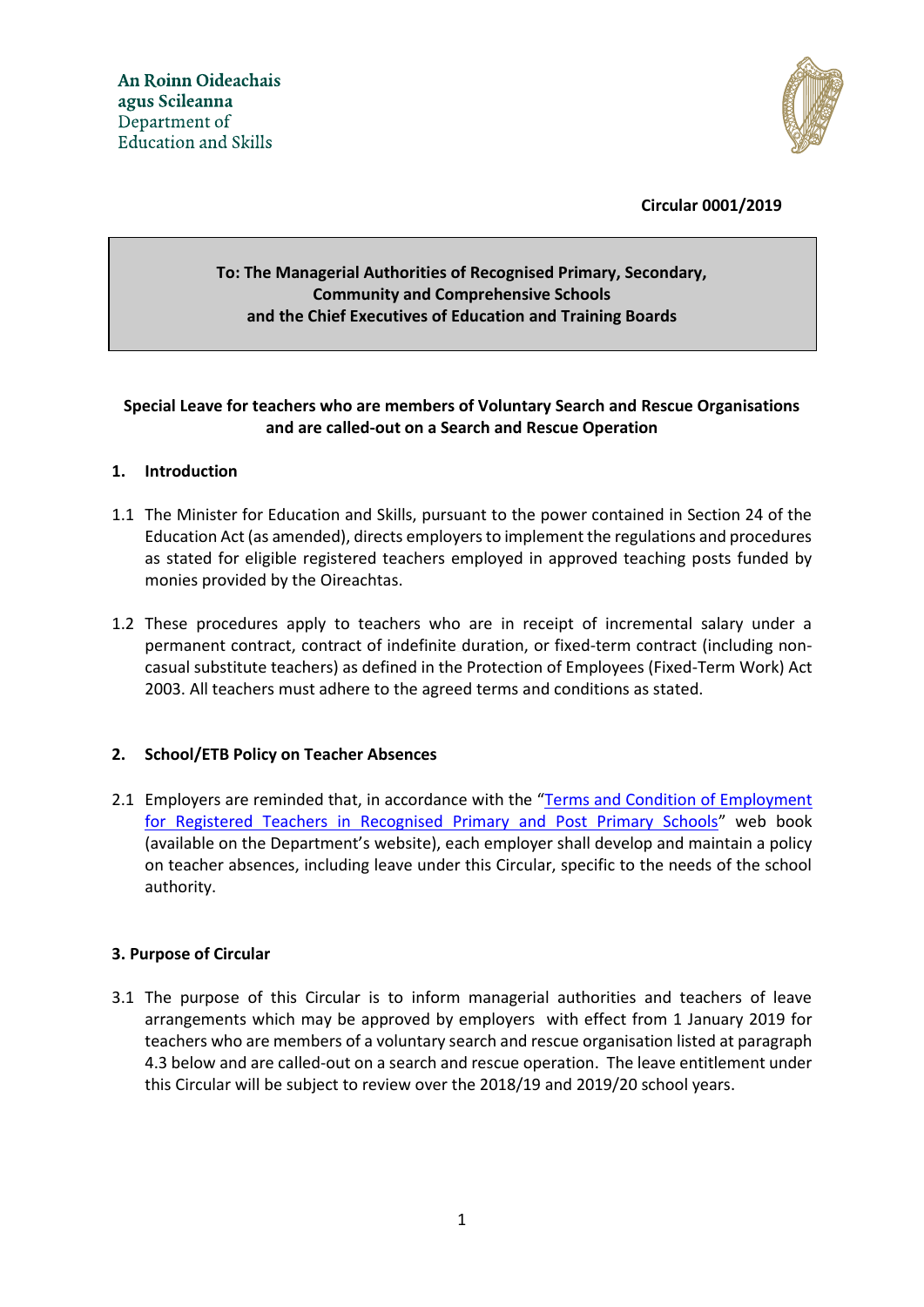An Roinn Oideachais agus Scileanna
Department of Education and Skills

**Circular 0001/2019**

**To: The Managerial Authorities of Recognised Primary, Secondary, Community and Comprehensive Schools and the Chief Executives of Education and Training Boards**

**Special Leave for teachers who are members of Voluntary Search and Rescue Organisations and are called-out on a Search and Rescue Operation**

## 1. Introduction

1.1 The Minister for Education and Skills, pursuant to the power contained in Section 24 of the Education Act (as amended), directs employers to implement the regulations and procedures as stated for eligible registered teachers employed in approved teaching posts funded by monies provided by the Oireachtas.

1.2 These procedures apply to teachers who are in receipt of incremental salary under a permanent contract, contract of indefinite duration, or fixed-term contract (including non-casual substitute teachers) as defined in the Protection of Employees (Fixed-Term Work) Act 2003. All teachers must adhere to the agreed terms and conditions as stated.

## 2. School/ETB Policy on Teacher Absences

2.1 Employers are reminded that, in accordance with the "Terms and Condition of Employment for Registered Teachers in Recognised Primary and Post Primary Schools" web book (available on the Department's website), each employer shall develop and maintain a policy on teacher absences, including leave under this Circular, specific to the needs of the school authority.

## 3. Purpose of Circular

3.1 The purpose of this Circular is to inform managerial authorities and teachers of leave arrangements which may be approved by employers with effect from 1 January 2019 for teachers who are members of a voluntary search and rescue organisation listed at paragraph 4.3 below and are called-out on a search and rescue operation. The leave entitlement under this Circular will be subject to review over the 2018/19 and 2019/20 school years.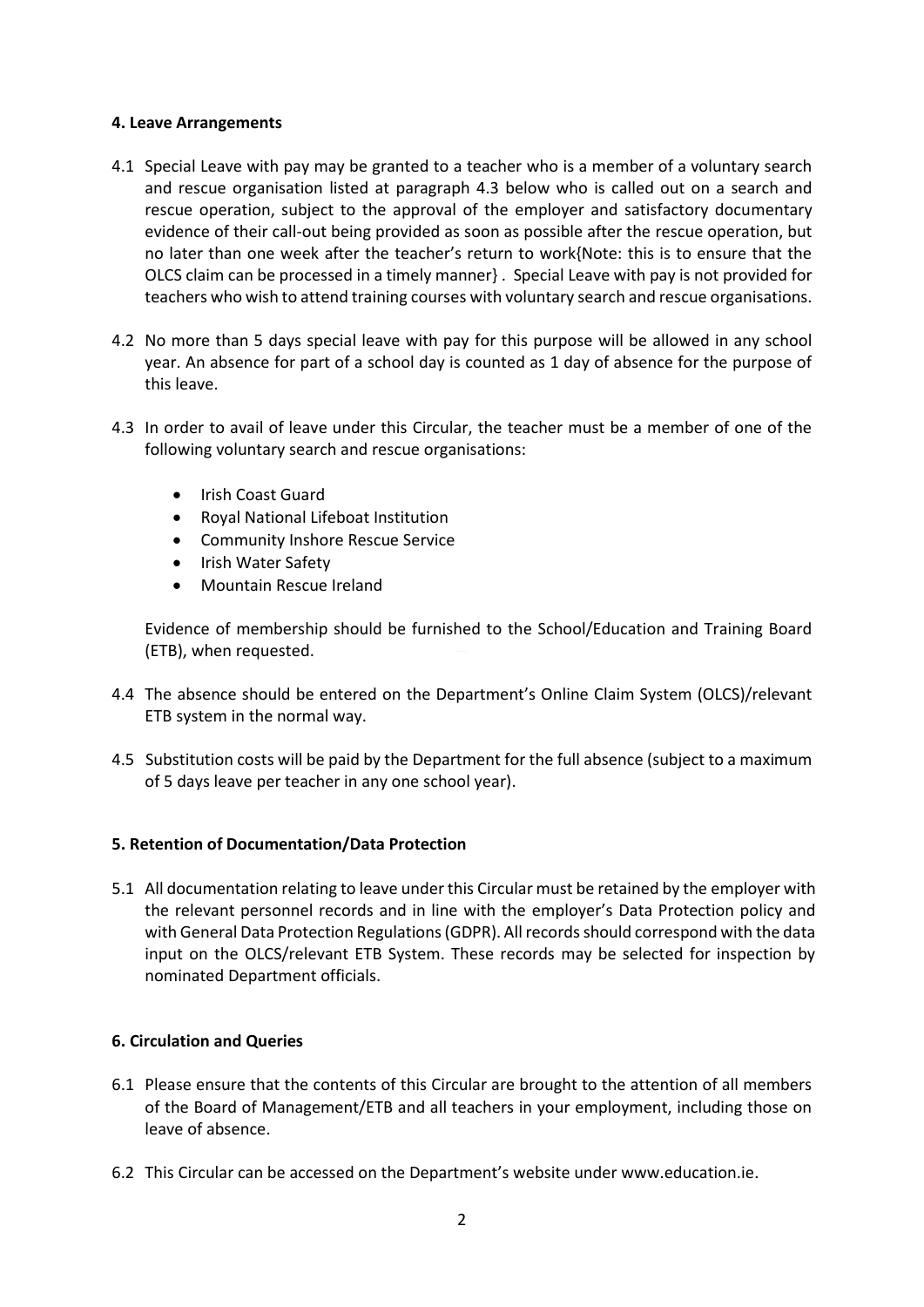### 4. Leave Arrangements

4.1 Special Leave with pay may be granted to a teacher who is a member of a voluntary search and rescue organisation listed at paragraph 4.3 below who is called out on a search and rescue operation, subject to the approval of the employer and satisfactory documentary evidence of their call-out being provided as soon as possible after the rescue operation, but no later than one week after the teacher's return to work{Note: this is to ensure that the OLCS claim can be processed in a timely manner} . Special Leave with pay is not provided for teachers who wish to attend training courses with voluntary search and rescue organisations.

4.2 No more than 5 days special leave with pay for this purpose will be allowed in any school year. An absence for part of a school day is counted as 1 day of absence for the purpose of this leave.

4.3 In order to avail of leave under this Circular, the teacher must be a member of one of the following voluntary search and rescue organisations:

- Irish Coast Guard
- Royal National Lifeboat Institution
- Community Inshore Rescue Service
- Irish Water Safety
- Mountain Rescue Ireland

Evidence of membership should be furnished to the School/Education and Training Board (ETB), when requested.

4.4 The absence should be entered on the Department's Online Claim System (OLCS)/relevant ETB system in the normal way.

4.5 Substitution costs will be paid by the Department for the full absence (subject to a maximum of 5 days leave per teacher in any one school year).

### 5. Retention of Documentation/Data Protection

5.1 All documentation relating to leave under this Circular must be retained by the employer with the relevant personnel records and in line with the employer's Data Protection policy and with General Data Protection Regulations (GDPR). All records should correspond with the data input on the OLCS/relevant ETB System. These records may be selected for inspection by nominated Department officials.

### 6. Circulation and Queries

6.1 Please ensure that the contents of this Circular are brought to the attention of all members of the Board of Management/ETB and all teachers in your employment, including those on leave of absence.

6.2 This Circular can be accessed on the Department's website under www.education.ie.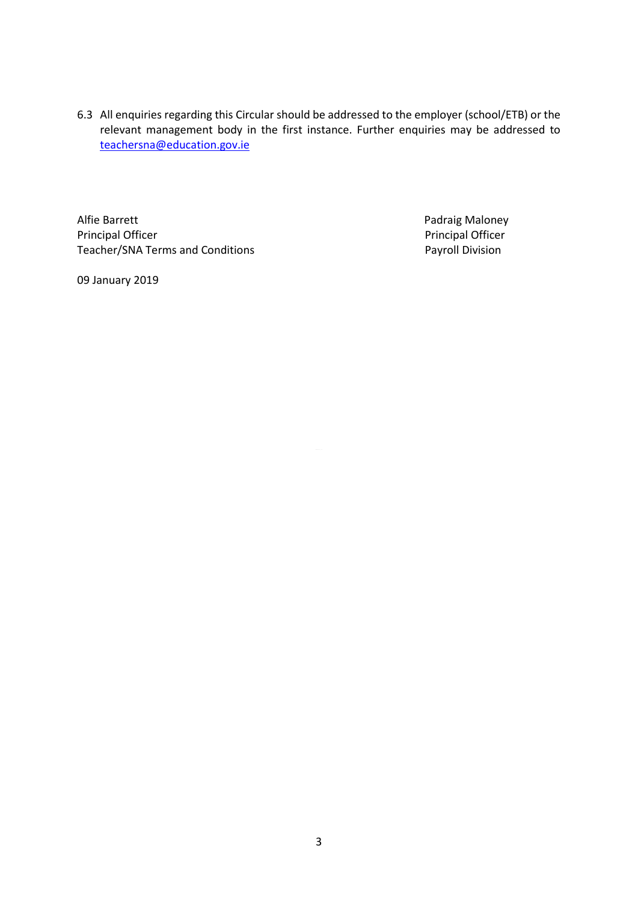6.3 All enquiries regarding this Circular should be addressed to the employer (school/ETB) or the relevant management body in the first instance. Further enquiries may be addressed to teachersna@education.gov.ie

Alfie Barrett
Principal Officer
Teacher/SNA Terms and Conditions

Padraig Maloney
Principal Officer
Payroll Division

09 January 2019